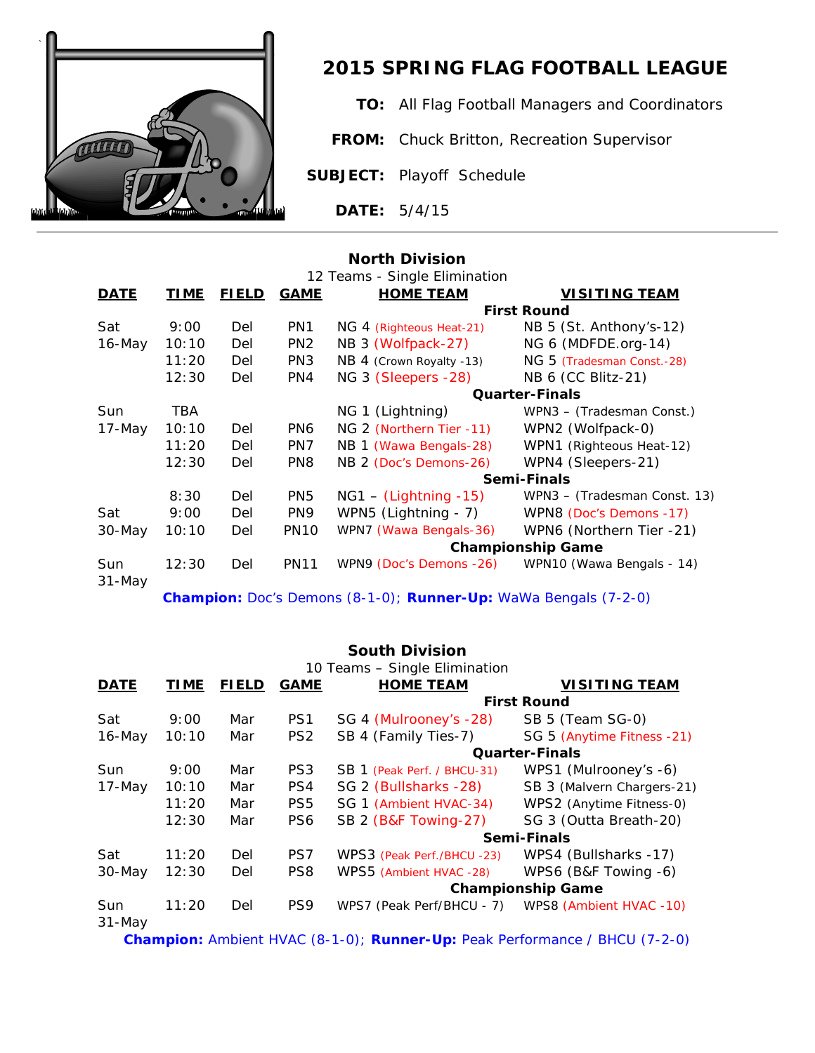# 2015 SPRING FLAG FOOTBALL LEAGUE

**TO:** All Flag Football Managers and Coordinators

**FROM:** Chuck Britton, Recreation Supervisor

**SUBJECT:** Playoff Schedule

**DATE:** 5/4/15

---

## North Division

12 Teams - Single Elimination

| DATE | TIME | FIELD | GAME | HOME TEAM | VISITING TEAM |
|---|---|---|---|---|---|
| | | | | **First Round** | |
| Sat | 9:00 | Del | PN1 | NG 4 (Righteous Heat-21) | NB 5 (St. Anthony's-12) |
| 16-May | 10:10 | Del | PN2 | NB 3 (Wolfpack-27) | NG 6 (MDFDE.org-14) |
| | 11:20 | Del | PN3 | NB 4 (Crown Royalty -13) | NG 5 (Tradesman Const.-28) |
| | 12:30 | Del | PN4 | NG 3 (Sleepers -28) | NB 6 (CC Blitz-21) |
| | | | | **Quarter-Finals** | |
| Sun | TBA | | | NG 1 (Lightning) | WPN3 – (Tradesman Const.) |
| 17-May | 10:10 | Del | PN6 | NG 2 (Northern Tier -11) | WPN2 (Wolfpack-0) |
| | 11:20 | Del | PN7 | NB 1 (Wawa Bengals-28) | WPN1 (Righteous Heat-12) |
| | 12:30 | Del | PN8 | NB 2 (Doc's Demons-26) | WPN4 (Sleepers-21) |
| | | | | **Semi-Finals** | |
| | 8:30 | Del | PN5 | NG1 – (Lightning -15) | WPN3 – (Tradesman Const. 13) |
| Sat | 9:00 | Del | PN9 | WPN5 (Lightning - 7) | WPN8 (Doc's Demons -17) |
| 30-May | 10:10 | Del | PN10 | WPN7 (Wawa Bengals-36) | WPN6 (Northern Tier -21) |
| | | | | **Championship Game** | |
| Sun 31-May | 12:30 | Del | PN11 | WPN9 (Doc's Demons -26) | WPN10 (Wawa Bengals - 14) |

**Champion:** Doc's Demons (8-1-0); **Runner-Up:** WaWa Bengals (7-2-0)

## South Division

10 Teams – Single Elimination

| DATE | TIME | FIELD | GAME | HOME TEAM | VISITING TEAM |
|---|---|---|---|---|---|
| | | | | **First Round** | |
| Sat | 9:00 | Mar | PS1 | SG 4 (Mulrooney's -28) | SB 5 (Team SG-0) |
| 16-May | 10:10 | Mar | PS2 | SB 4 (Family Ties-7) | SG 5 (Anytime Fitness -21) |
| | | | | **Quarter-Finals** | |
| Sun | 9:00 | Mar | PS3 | SB 1 (Peak Perf. / BHCU-31) | WPS1 (Mulrooney's -6) |
| 17-May | 10:10 | Mar | PS4 | SG 2 (Bullsharks -28) | SB 3 (Malvern Chargers-21) |
| | 11:20 | Mar | PS5 | SG 1 (Ambient HVAC-34) | WPS2 (Anytime Fitness-0) |
| | 12:30 | Mar | PS6 | SB 2 (B&F Towing-27) | SG 3 (Outta Breath-20) |
| | | | | **Semi-Finals** | |
| Sat | 11:20 | Del | PS7 | WPS3 (Peak Perf./BHCU -23) | WPS4 (Bullsharks -17) |
| 30-May | 12:30 | Del | PS8 | WPS5 (Ambient HVAC -28) | WPS6 (B&F Towing -6) |
| | | | | **Championship Game** | |
| Sun 31-May | 11:20 | Del | PS9 | WPS7 (Peak Perf/BHCU - 7) | WPS8 (Ambient HVAC -10) |

**Champion:** Ambient HVAC (8-1-0); **Runner-Up:** Peak Performance / BHCU (7-2-0)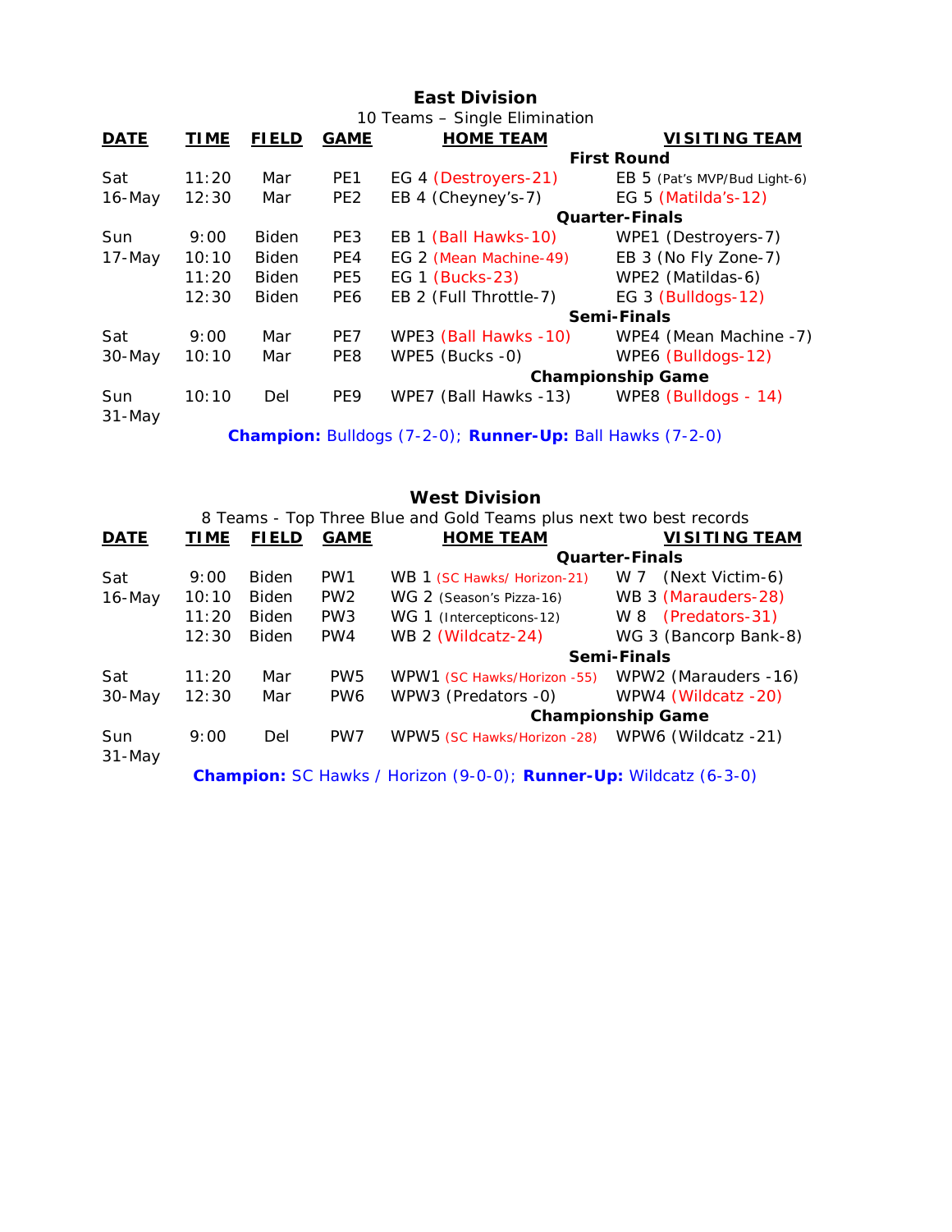## East Division

10 Teams – Single Elimination

| DATE | TIME | FIELD | GAME | HOME TEAM | VISITING TEAM |
|---|---|---|---|---|---|
| | | | | **First Round** | |
| Sat 16-May | 11:20 | Mar | PE1 | EG 4 (Destroyers-21) | EB 5 (Pat's MVP/Bud Light-6) |
| | 12:30 | Mar | PE2 | EB 4 (Cheyney's-7) | EG 5 (Matilda's-12) |
| | | | | **Quarter-Finals** | |
| Sun 17-May | 9:00 | Biden | PE3 | EB 1 (Ball Hawks-10) | WPE1 (Destroyers-7) |
| | 10:10 | Biden | PE4 | EG 2 (Mean Machine-49) | EB 3 (No Fly Zone-7) |
| | 11:20 | Biden | PE5 | EG 1 (Bucks-23) | WPE2 (Matildas-6) |
| | 12:30 | Biden | PE6 | EB 2 (Full Throttle-7) | EG 3 (Bulldogs-12) |
| | | | | **Semi-Finals** | |
| Sat 30-May | 9:00 | Mar | PE7 | WPE3 (Ball Hawks -10) | WPE4 (Mean Machine -7) |
| | 10:10 | Mar | PE8 | WPE5 (Bucks -0) | WPE6 (Bulldogs-12) |
| | | | | **Championship Game** | |
| Sun 31-May | 10:10 | Del | PE9 | WPE7 (Ball Hawks -13) | WPE8 (Bulldogs - 14) |

**Champion:** Bulldogs (7-2-0); **Runner-Up:** Ball Hawks (7-2-0)

## West Division

8 Teams - Top Three Blue and Gold Teams plus next two best records

| DATE | TIME | FIELD | GAME | HOME TEAM | VISITING TEAM |
|---|---|---|---|---|---|
| | | | | **Quarter-Finals** | |
| Sat 16-May | 9:00 | Biden | PW1 | WB 1 (SC Hawks/ Horizon-21) | W 7 (Next Victim-6) |
| | 10:10 | Biden | PW2 | WG 2 (Season's Pizza-16) | WB 3 (Marauders-28) |
| | 11:20 | Biden | PW3 | WG 1 (Intercepticons-12) | W 8 (Predators-31) |
| | 12:30 | Biden | PW4 | WB 2 (Wildcatz-24) | WG 3 (Bancorp Bank-8) |
| | | | | **Semi-Finals** | |
| Sat 30-May | 11:20 | Mar | PW5 | WPW1 (SC Hawks/Horizon -55) | WPW2 (Marauders -16) |
| | 12:30 | Mar | PW6 | WPW3 (Predators -0) | WPW4 (Wildcatz -20) |
| | | | | **Championship Game** | |
| Sun 31-May | 9:00 | Del | PW7 | WPW5 (SC Hawks/Horizon -28) | WPW6 (Wildcatz -21) |

**Champion:** SC Hawks / Horizon (9-0-0); **Runner-Up:** Wildcatz (6-3-0)